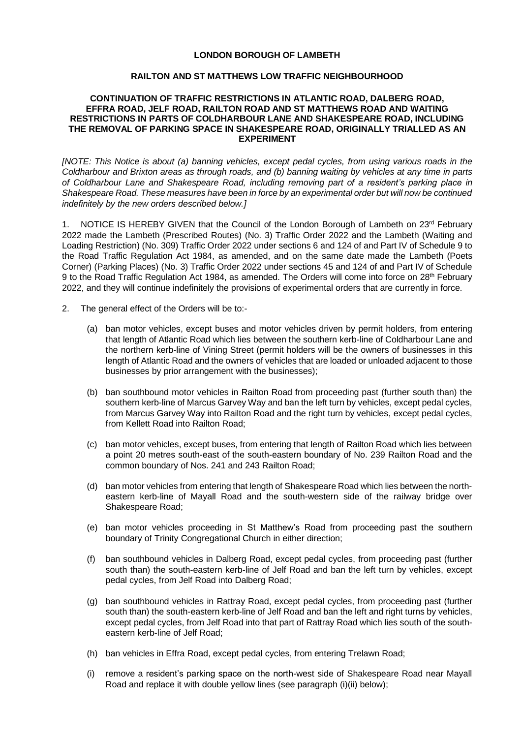**LONDON BOROUGH OF LAMBETH**

**RAILTON AND ST MATTHEWS LOW TRAFFIC NEIGHBOURHOOD**

**CONTINUATION OF TRAFFIC RESTRICTIONS IN ATLANTIC ROAD, DALBERG ROAD, EFFRA ROAD, JELF ROAD, RAILTON ROAD AND ST MATTHEWS ROAD AND WAITING RESTRICTIONS IN PARTS OF COLDHARBOUR LANE AND SHAKESPEARE ROAD, INCLUDING THE REMOVAL OF PARKING SPACE IN SHAKESPEARE ROAD, ORIGINALLY TRIALLED AS AN EXPERIMENT**

*[NOTE: This Notice is about (a) banning vehicles, except pedal cycles, from using various roads in the Coldharbour and Brixton areas as through roads, and (b) banning waiting by vehicles at any time in parts of Coldharbour Lane and Shakespeare Road, including removing part of a resident's parking place in Shakespeare Road. These measures have been in force by an experimental order but will now be continued indefinitely by the new orders described below.]*

1. NOTICE IS HEREBY GIVEN that the Council of the London Borough of Lambeth on 23rd February 2022 made the Lambeth (Prescribed Routes) (No. 3) Traffic Order 2022 and the Lambeth (Waiting and Loading Restriction) (No. 309) Traffic Order 2022 under sections 6 and 124 of and Part IV of Schedule 9 to the Road Traffic Regulation Act 1984, as amended, and on the same date made the Lambeth (Poets Corner) (Parking Places) (No. 3) Traffic Order 2022 under sections 45 and 124 of and Part IV of Schedule 9 to the Road Traffic Regulation Act 1984, as amended. The Orders will come into force on 28th February 2022, and they will continue indefinitely the provisions of experimental orders that are currently in force.

2. The general effect of the Orders will be to:-

   (a) ban motor vehicles, except buses and motor vehicles driven by permit holders, from entering that length of Atlantic Road which lies between the southern kerb-line of Coldharbour Lane and the northern kerb-line of Vining Street (permit holders will be the owners of businesses in this length of Atlantic Road and the owners of vehicles that are loaded or unloaded adjacent to those businesses by prior arrangement with the businesses);

   (b) ban southbound motor vehicles in Railton Road from proceeding past (further south than) the southern kerb-line of Marcus Garvey Way and ban the left turn by vehicles, except pedal cycles, from Marcus Garvey Way into Railton Road and the right turn by vehicles, except pedal cycles, from Kellett Road into Railton Road;

   (c) ban motor vehicles, except buses, from entering that length of Railton Road which lies between a point 20 metres south-east of the south-eastern boundary of No. 239 Railton Road and the common boundary of Nos. 241 and 243 Railton Road;

   (d) ban motor vehicles from entering that length of Shakespeare Road which lies between the north-eastern kerb-line of Mayall Road and the south-western side of the railway bridge over Shakespeare Road;

   (e) ban motor vehicles proceeding in St Matthew's Road from proceeding past the southern boundary of Trinity Congregational Church in either direction;

   (f) ban southbound vehicles in Dalberg Road, except pedal cycles, from proceeding past (further south than) the south-eastern kerb-line of Jelf Road and ban the left turn by vehicles, except pedal cycles, from Jelf Road into Dalberg Road;

   (g) ban southbound vehicles in Rattray Road, except pedal cycles, from proceeding past (further south than) the south-eastern kerb-line of Jelf Road and ban the left and right turns by vehicles, except pedal cycles, from Jelf Road into that part of Rattray Road which lies south of the south-eastern kerb-line of Jelf Road;

   (h) ban vehicles in Effra Road, except pedal cycles, from entering Trelawn Road;

   (i) remove a resident's parking space on the north-west side of Shakespeare Road near Mayall Road and replace it with double yellow lines (see paragraph (i)(ii) below);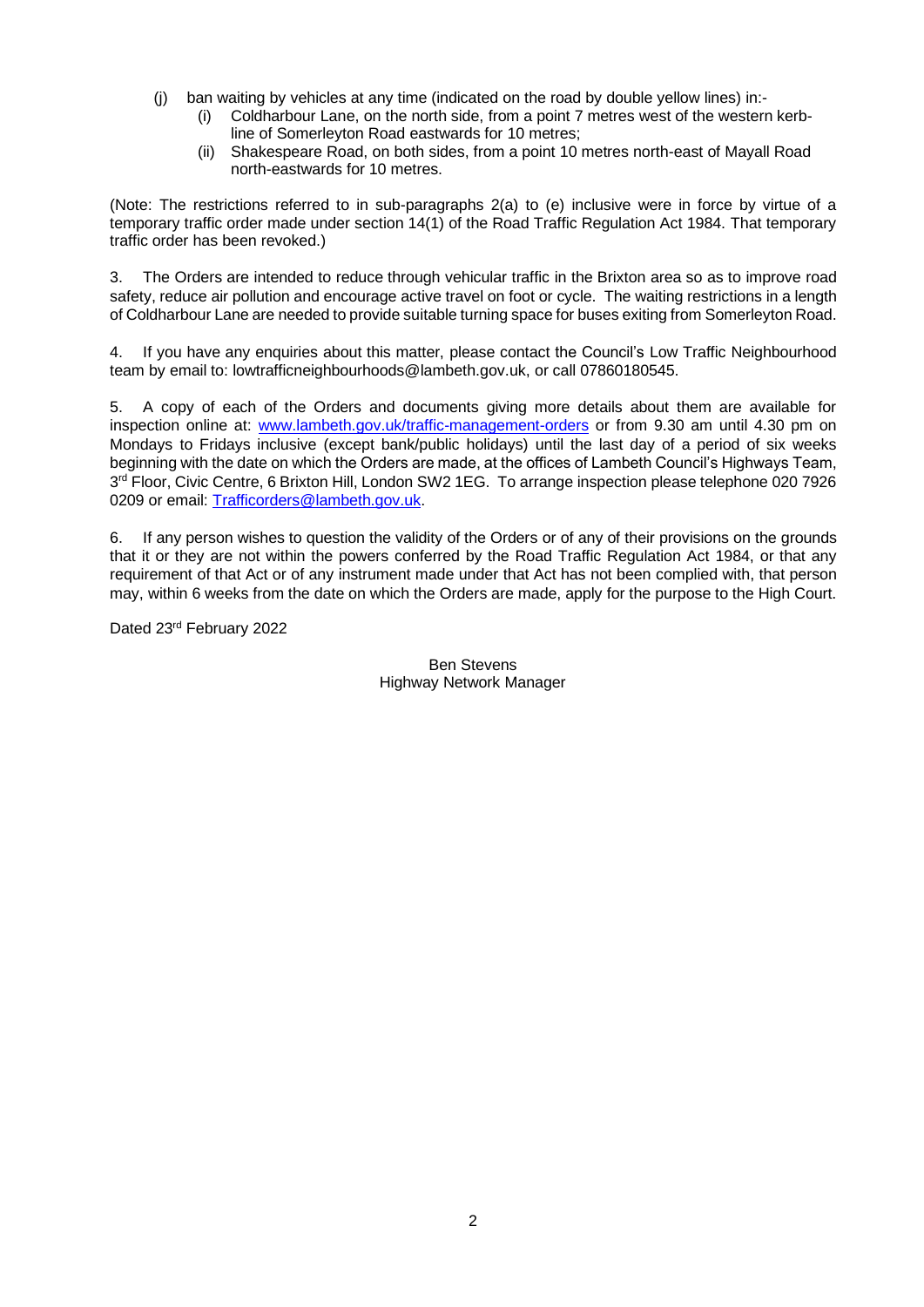(j) ban waiting by vehicles at any time (indicated on the road by double yellow lines) in:-
   (i) Coldharbour Lane, on the north side, from a point 7 metres west of the western kerb-line of Somerleyton Road eastwards for 10 metres;
   (ii) Shakespeare Road, on both sides, from a point 10 metres north-east of Mayall Road north-eastwards for 10 metres.

(Note: The restrictions referred to in sub-paragraphs 2(a) to (e) inclusive were in force by virtue of a temporary traffic order made under section 14(1) of the Road Traffic Regulation Act 1984. That temporary traffic order has been revoked.)

3. The Orders are intended to reduce through vehicular traffic in the Brixton area so as to improve road safety, reduce air pollution and encourage active travel on foot or cycle. The waiting restrictions in a length of Coldharbour Lane are needed to provide suitable turning space for buses exiting from Somerleyton Road.

4. If you have any enquiries about this matter, please contact the Council's Low Traffic Neighbourhood team by email to: lowtrafficneighbourhoods@lambeth.gov.uk, or call 07860180545.

5. A copy of each of the Orders and documents giving more details about them are available for inspection online at: [www.lambeth.gov.uk/traffic-management-orders](http://www.lambeth.gov.uk/traffic-management-orders) or from 9.30 am until 4.30 pm on Mondays to Fridays inclusive (except bank/public holidays) until the last day of a period of six weeks beginning with the date on which the Orders are made, at the offices of Lambeth Council's Highways Team, 3rd Floor, Civic Centre, 6 Brixton Hill, London SW2 1EG. To arrange inspection please telephone 020 7926 0209 or email: [Trafficorders@lambeth.gov.uk](mailto:Trafficorders@lambeth.gov.uk).

6. If any person wishes to question the validity of the Orders or of any of their provisions on the grounds that it or they are not within the powers conferred by the Road Traffic Regulation Act 1984, or that any requirement of that Act or of any instrument made under that Act has not been complied with, that person may, within 6 weeks from the date on which the Orders are made, apply for the purpose to the High Court.

Dated 23rd February 2022

Ben Stevens
Highway Network Manager